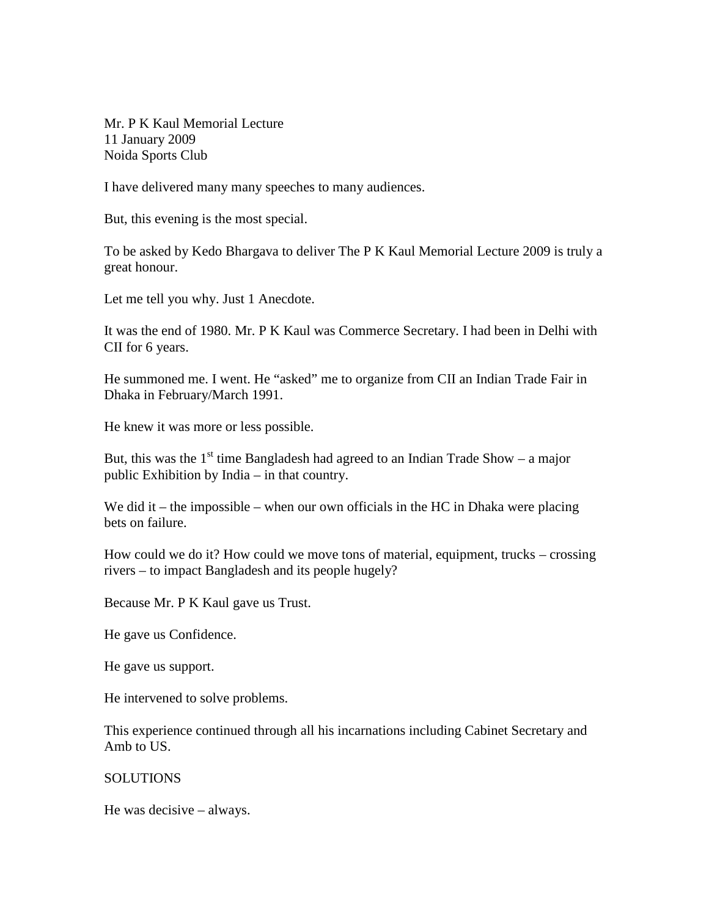Mr. P K Kaul Memorial Lecture
11 January 2009
Noida Sports Club

I have delivered many many speeches to many audiences.

But, this evening is the most special.

To be asked by Kedo Bhargava to deliver The P K Kaul Memorial Lecture 2009 is truly a great honour.

Let me tell you why. Just 1 Anecdote.

It was the end of 1980. Mr. P K Kaul was Commerce Secretary. I had been in Delhi with CII for 6 years.

He summoned me. I went. He "asked" me to organize from CII an Indian Trade Fair in Dhaka in February/March 1991.

He knew it was more or less possible.

But, this was the 1st time Bangladesh had agreed to an Indian Trade Show – a major public Exhibition by India – in that country.

We did it – the impossible – when our own officials in the HC in Dhaka were placing bets on failure.

How could we do it? How could we move tons of material, equipment, trucks – crossing rivers – to impact Bangladesh and its people hugely?

Because Mr. P K Kaul gave us Trust.

He gave us Confidence.

He gave us support.

He intervened to solve problems.

This experience continued through all his incarnations including Cabinet Secretary and Amb to US.

SOLUTIONS

He was decisive – always.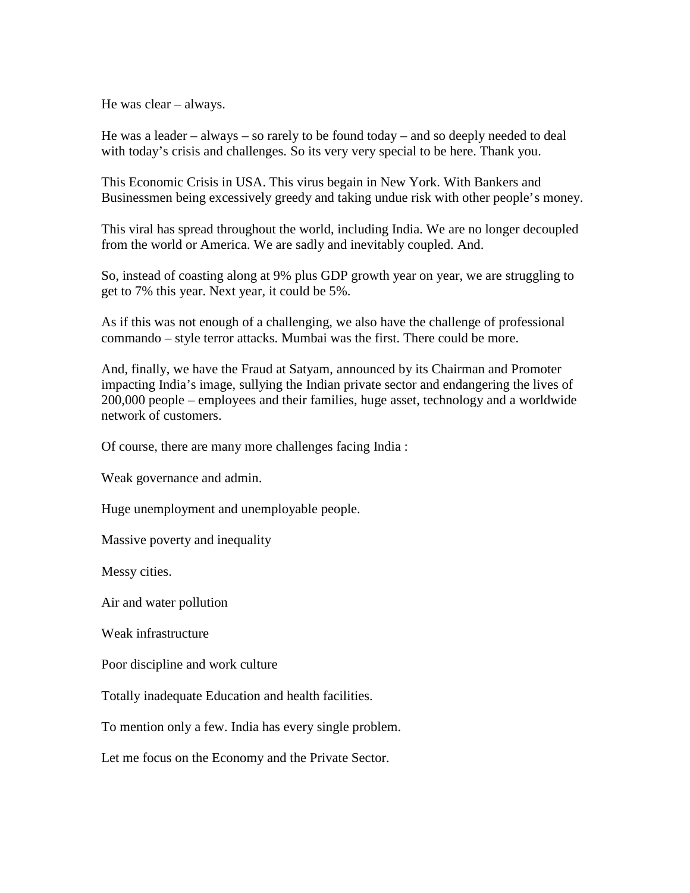He was clear – always.

He was a leader – always – so rarely to be found today – and so deeply needed to deal with today's crisis and challenges. So its very very special to be here. Thank you.

This Economic Crisis in USA. This virus begain in New York. With Bankers and Businessmen being excessively greedy and taking undue risk with other people's money.

This viral has spread throughout the world, including India. We are no longer decoupled from the world or America. We are sadly and inevitably coupled. And.

So, instead of coasting along at 9% plus GDP growth year on year, we are struggling to get to 7% this year. Next year, it could be 5%.

As if this was not enough of a challenging, we also have the challenge of professional commando – style terror attacks. Mumbai was the first. There could be more.

And, finally, we have the Fraud at Satyam, announced by its Chairman and Promoter impacting India's image, sullying the Indian private sector and endangering the lives of 200,000 people – employees and their families, huge asset, technology and a worldwide network of customers.

Of course, there are many more challenges facing India :

Weak governance and admin.

Huge unemployment and unemployable people.

Massive poverty and inequality

Messy cities.

Air and water pollution

Weak infrastructure

Poor discipline and work culture

Totally inadequate Education and health facilities.

To mention only a few. India has every single problem.

Let me focus on the Economy and the Private Sector.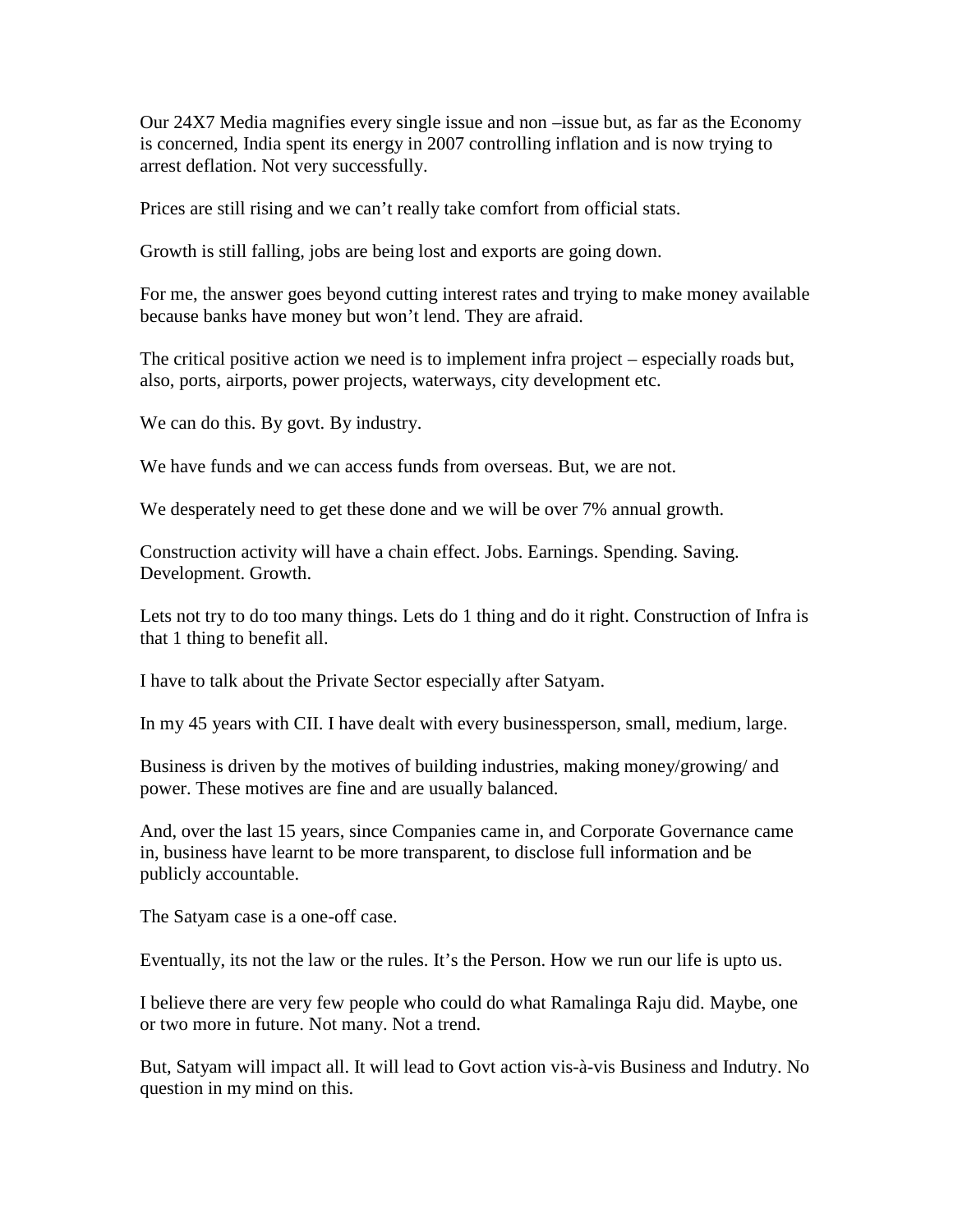Our 24X7 Media magnifies every single issue and non –issue but, as far as the Economy is concerned, India spent its energy in 2007 controlling inflation and is now trying to arrest deflation. Not very successfully.

Prices are still rising and we can't really take comfort from official stats.

Growth is still falling, jobs are being lost and exports are going down.

For me, the answer goes beyond cutting interest rates and trying to make money available because banks have money but won't lend. They are afraid.

The critical positive action we need is to implement infra project – especially roads but, also, ports, airports, power projects, waterways, city development etc.

We can do this. By govt. By industry.

We have funds and we can access funds from overseas. But, we are not.

We desperately need to get these done and we will be over 7% annual growth.

Construction activity will have a chain effect. Jobs. Earnings. Spending. Saving. Development. Growth.

Lets not try to do too many things. Lets do 1 thing and do it right. Construction of Infra is that 1 thing to benefit all.

I have to talk about the Private Sector especially after Satyam.

In my 45 years with CII. I have dealt with every businessperson, small, medium, large.

Business is driven by the motives of building industries, making money/growing/ and power. These motives are fine and are usually balanced.

And, over the last 15 years, since Companies came in, and Corporate Governance came in, business have learnt to be more transparent, to disclose full information and be publicly accountable.

The Satyam case is a one-off case.

Eventually, its not the law or the rules. It's the Person. How we run our life is upto us.

I believe there are very few people who could do what Ramalinga Raju did. Maybe, one or two more in future. Not many. Not a trend.

But, Satyam will impact all. It will lead to Govt action vis-à-vis Business and Indutry. No question in my mind on this.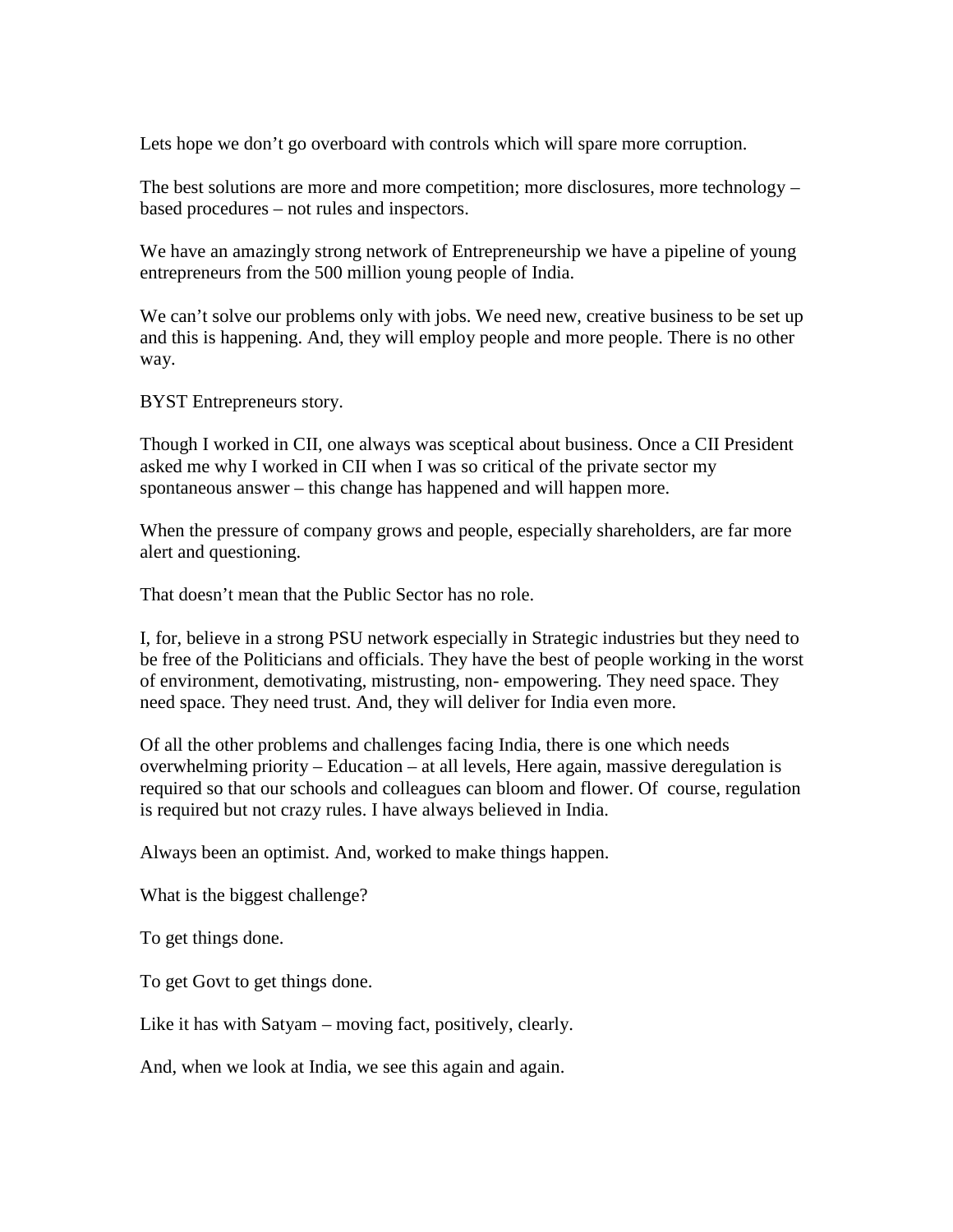Lets hope we don't go overboard with controls which will spare more corruption.

The best solutions are more and more competition; more disclosures, more technology – based procedures – not rules and inspectors.

We have an amazingly strong network of Entrepreneurship we have a pipeline of young entrepreneurs from the 500 million young people of India.

We can't solve our problems only with jobs. We need new, creative business to be set up and this is happening. And, they will employ people and more people. There is no other way.

BYST Entrepreneurs story.

Though I worked in CII, one always was sceptical about business. Once a CII President asked me why I worked in CII when I was so critical of the private sector my spontaneous answer – this change has happened and will happen more.

When the pressure of company grows and people, especially shareholders, are far more alert and questioning.

That doesn't mean that the Public Sector has no role.

I, for, believe in a strong PSU network especially in Strategic industries but they need to be free of the Politicians and officials. They have the best of people working in the worst of environment, demotivating, mistrusting, non- empowering. They need space. They need space. They need trust. And, they will deliver for India even more.

Of all the other problems and challenges facing India, there is one which needs overwhelming priority – Education – at all levels, Here again, massive deregulation is required so that our schools and colleagues can bloom and flower. Of course, regulation is required but not crazy rules. I have always believed in India.

Always been an optimist. And, worked to make things happen.

What is the biggest challenge?

To get things done.

To get Govt to get things done.

Like it has with Satyam – moving fact, positively, clearly.

And, when we look at India, we see this again and again.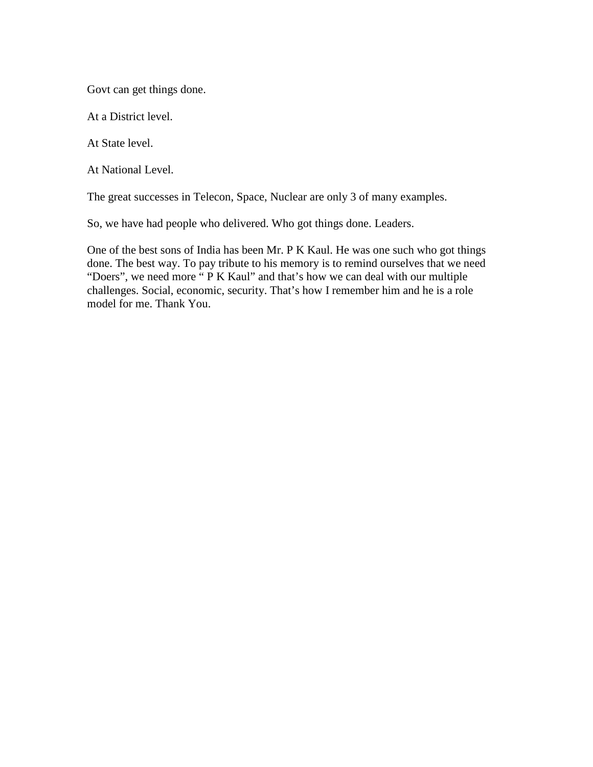Govt can get things done.

At a District level.

At State level.

At National Level.

The great successes in Telecon, Space, Nuclear are only 3 of many examples.

So, we have had people who delivered. Who got things done. Leaders.

One of the best sons of India has been Mr. P K Kaul. He was one such who got things done. The best way. To pay tribute to his memory is to remind ourselves that we need "Doers", we need more " P K Kaul" and that's how we can deal with our multiple challenges. Social, economic, security. That's how I remember him and he is a role model for me. Thank You.